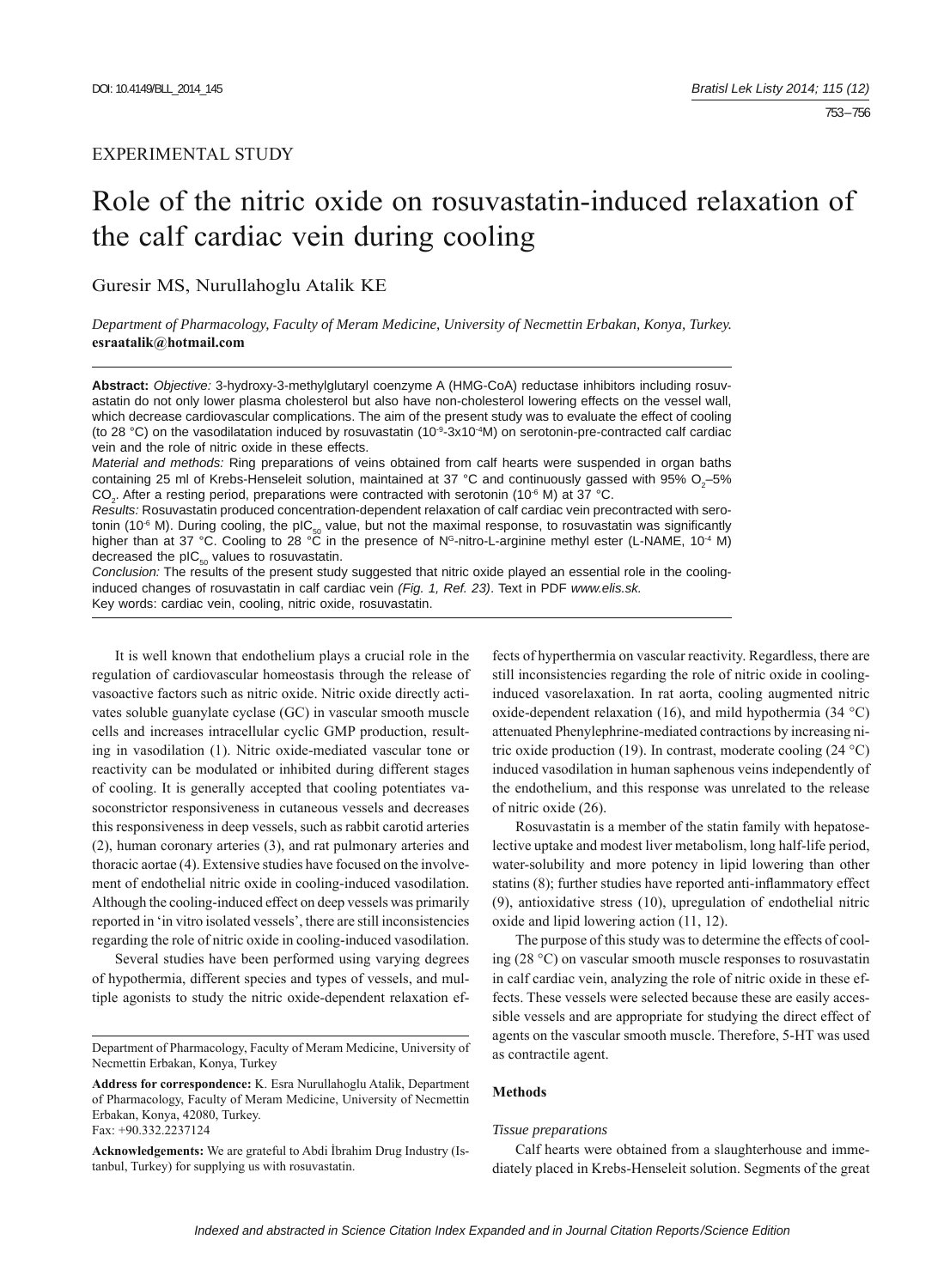EXPERIMENTAL STUDY

# Role of the nitric oxide on rosuvastatin-induced relaxation of the calf cardiac vein during cooling

Guresir MS, Nurullahoglu Atalik KE

*Department of Pharmacology, Faculty of Meram Medicine, University of Necmettin Erbakan, Konya, Turkey.*
**esraatalik@hotmail.com**

**Abstract:** *Objective:* 3-hydroxy-3-methylglutaryl coenzyme A (HMG-CoA) reductase inhibitors including rosuvastatin do not only lower plasma cholesterol but also have non-cholesterol lowering effects on the vessel wall, which decrease cardiovascular complications. The aim of the present study was to evaluate the effect of cooling (to 28 °C) on the vasodilatation induced by rosuvastatin ($10^{-9}$-$3x10^{-4}$M) on serotonin-pre-contracted calf cardiac vein and the role of nitric oxide in these effects.
*Material and methods:* Ring preparations of veins obtained from calf hearts were suspended in organ baths containing 25 ml of Krebs-Henseleit solution, maintained at 37 °C and continuously gassed with 95% $O_2$–5% $CO_2$. After a resting period, preparations were contracted with serotonin ($10^{-6}$ M) at 37 °C.
*Results:* Rosuvastatin produced concentration-dependent relaxation of calf cardiac vein precontracted with serotonin ($10^{-6}$ M). During cooling, the $pIC_{50}$ value, but not the maximal response, to rosuvastatin was significantly higher than at 37 °C. Cooling to 28 °C in the presence of $N^G$-nitro-L-arginine methyl ester (L-NAME, $10^{-4}$ M) decreased the $pIC_{50}$ values to rosuvastatin.
*Conclusion:* The results of the present study suggested that nitric oxide played an essential role in the cooling-induced changes of rosuvastatin in calf cardiac vein *(Fig. 1, Ref. 23)*. Text in PDF *www.elis.sk.*
Key words: cardiac vein, cooling, nitric oxide, rosuvastatin.

It is well known that endothelium plays a crucial role in the regulation of cardiovascular homeostasis through the release of vasoactive factors such as nitric oxide. Nitric oxide directly activates soluble guanylate cyclase (GC) in vascular smooth muscle cells and increases intracellular cyclic GMP production, resulting in vasodilation (1). Nitric oxide-mediated vascular tone or reactivity can be modulated or inhibited during different stages of cooling. It is generally accepted that cooling potentiates vasoconstrictor responsiveness in cutaneous vessels and decreases this responsiveness in deep vessels, such as rabbit carotid arteries (2), human coronary arteries (3), and rat pulmonary arteries and thoracic aortae (4). Extensive studies have focused on the involvement of endothelial nitric oxide in cooling-induced vasodilation. Although the cooling-induced effect on deep vessels was primarily reported in 'in vitro isolated vessels', there are still inconsistencies regarding the role of nitric oxide in cooling-induced vasodilation.

Several studies have been performed using varying degrees of hypothermia, different species and types of vessels, and multiple agonists to study the nitric oxide-dependent relaxation effects of hyperthermia on vascular reactivity. Regardless, there are still inconsistencies regarding the role of nitric oxide in cooling-induced vasorelaxation. In rat aorta, cooling augmented nitric oxide-dependent relaxation (16), and mild hypothermia (34 °C) attenuated Phenylephrine-mediated contractions by increasing nitric oxide production (19). In contrast, moderate cooling (24 °C) induced vasodilation in human saphenous veins independently of the endothelium, and this response was unrelated to the release of nitric oxide (26).

Rosuvastatin is a member of the statin family with hepatoselective uptake and modest liver metabolism, long half-life period, water-solubility and more potency in lipid lowering than other statins (8); further studies have reported anti-inflammatory effect (9), antioxidative stress (10), upregulation of endothelial nitric oxide and lipid lowering action (11, 12).

The purpose of this study was to determine the effects of cooling (28 °C) on vascular smooth muscle responses to rosuvastatin in calf cardiac vein, analyzing the role of nitric oxide in these effects. These vessels were selected because these are easily accessible vessels and are appropriate for studying the direct effect of agents on the vascular smooth muscle. Therefore, 5-HT was used as contractile agent.

## Methods

### *Tissue preparations*

Calf hearts were obtained from a slaughterhouse and immediately placed in Krebs-Henseleit solution. Segments of the great

---

Department of Pharmacology, Faculty of Meram Medicine, University of Necmettin Erbakan, Konya, Turkey

**Address for correspondence:** K. Esra Nurullahoglu Atalik, Department of Pharmacology, Faculty of Meram Medicine, University of Necmettin Erbakan, Konya, 42080, Turkey.
Fax: +90.332.2237124

**Acknowledgements:** We are grateful to Abdi İbrahim Drug Industry (Istanbul, Turkey) for supplying us with rosuvastatin.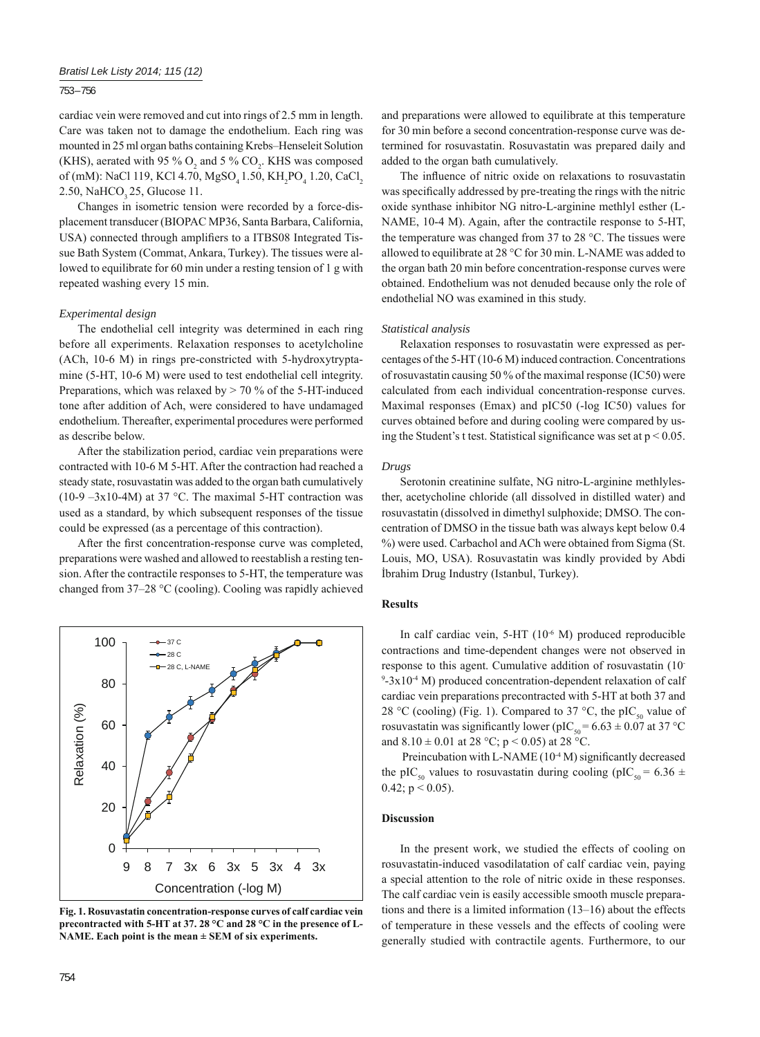cardiac vein were removed and cut into rings of 2.5 mm in length. Care was taken not to damage the endothelium. Each ring was mounted in 25 ml organ baths containing Krebs–Henseleit Solution (KHS), aerated with 95 % $O_2$ and 5 % $CO_2$. KHS was composed of (mM): NaCl 119, KCl 4.70, $MgSO_4$ 1.50, $KH_2PO_4$ 1.20, $CaCl_2$ 2.50, $NaHCO_3$ 25, Glucose 11.

Changes in isometric tension were recorded by a force-displacement transducer (BIOPAC MP36, Santa Barbara, California, USA) connected through amplifiers to a ITBS08 Integrated Tissue Bath System (Commat, Ankara, Turkey). The tissues were allowed to equilibrate for 60 min under a resting tension of 1 g with repeated washing every 15 min.

*Experimental design*

The endothelial cell integrity was determined in each ring before all experiments. Relaxation responses to acetylcholine (ACh, 10-6 M) in rings pre-constricted with 5-hydroxytryptamine (5-HT, 10-6 M) were used to test endothelial cell integrity. Preparations, which was relaxed by > 70 % of the 5-HT-induced tone after addition of Ach, were considered to have undamaged endothelium. Thereafter, experimental procedures were performed as describe below.

After the stabilization period, cardiac vein preparations were contracted with 10-6 M 5-HT. After the contraction had reached a steady state, rosuvastatin was added to the organ bath cumulatively (10-9 –3x10-4M) at 37 °C. The maximal 5-HT contraction was used as a standard, by which subsequent responses of the tissue could be expressed (as a percentage of this contraction).

After the first concentration-response curve was completed, preparations were washed and allowed to reestablish a resting tension. After the contractile responses to 5-HT, the temperature was changed from 37–28 °C (cooling). Cooling was rapidly achieved and preparations were allowed to equilibrate at this temperature for 30 min before a second concentration-response curve was determined for rosuvastatin. Rosuvastatin was prepared daily and added to the organ bath cumulatively.

The influence of nitric oxide on relaxations to rosuvastatin was specifically addressed by pre-treating the rings with the nitric oxide synthase inhibitor NG nitro-L-arginine methlyl esther (L-NAME, 10-4 M). Again, after the contractile response to 5-HT, the temperature was changed from 37 to 28 °C. The tissues were allowed to equilibrate at 28 °C for 30 min. L-NAME was added to the organ bath 20 min before concentration-response curves were obtained. Endothelium was not denuded because only the role of endothelial NO was examined in this study.

*Statistical analysis*

Relaxation responses to rosuvastatin were expressed as percentages of the 5-HT (10-6 M) induced contraction. Concentrations of rosuvastatin causing 50 % of the maximal response (IC50) were calculated from each individual concentration-response curves. Maximal responses (Emax) and pIC50 (-log IC50) values for curves obtained before and during cooling were compared by using the Student's t test. Statistical significance was set at $p < 0.05$.

*Drugs*

Serotonin creatinine sulfate, NG nitro-L-arginine methlylesther, acetycholine chloride (all dissolved in distilled water) and rosuvastatin (dissolved in dimethyl sulphoxide; DMSO. The concentration of DMSO in the tissue bath was always kept below 0.4 %) were used. Carbachol and ACh were obtained from Sigma (St. Louis, MO, USA). Rosuvastatin was kindly provided by Abdi İbrahim Drug Industry (Istanbul, Turkey).

## Results

In calf cardiac vein, 5-HT ($10^{-6}$ M) produced reproducible contractions and time-dependent changes were not observed in response to this agent. Cumulative addition of rosuvastatin ($10^{-9}$-$3x10^{-4}$ M) produced concentration-dependent relaxation of calf cardiac vein preparations precontracted with 5-HT at both 37 and 28 °C (cooling) (Fig. 1). Compared to 37 °C, the $pIC_{50}$ value of rosuvastatin was significantly lower ($pIC_{50} = 6.63 \pm 0.07$ at 37 °C and $8.10 \pm 0.01$ at 28 °C; $p < 0.05$) at 28 °C.

Preincubation with L-NAME ($10^{-4}$ M) significantly decreased the $pIC_{50}$ values to rosuvastatin during cooling ($pIC_{50} = 6.36 \pm 0.42$; $p < 0.05$).

**Fig. 1. Rosuvastatin concentration-response curves of calf cardiac vein precontracted with 5-HT at 37. 28 °C and 28 °C in the presence of L-NAME. Each point is the mean ± SEM of six experiments.**

## Discussion

In the present work, we studied the effects of cooling on rosuvastatin-induced vasodilatation of calf cardiac vein, paying a special attention to the role of nitric oxide in these responses. The calf cardiac vein is easily accessible smooth muscle preparations and there is a limited information (13–16) about the effects of temperature in these vessels and the effects of cooling were generally studied with contractile agents. Furthermore, to our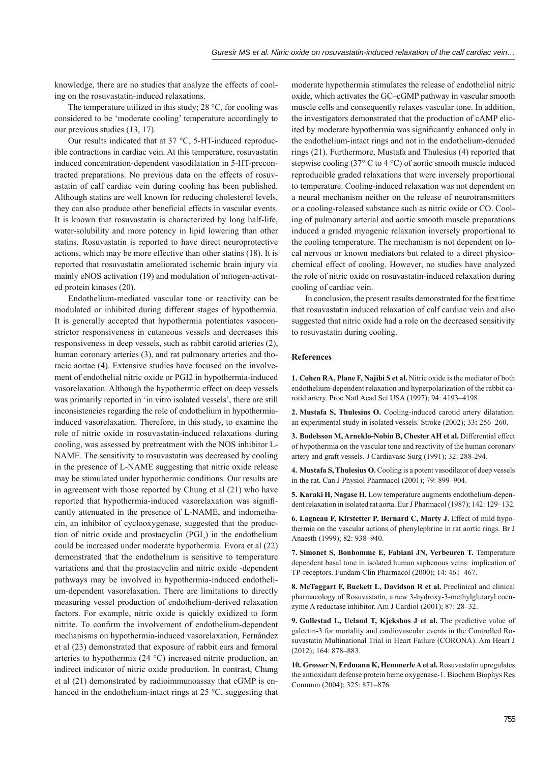knowledge, there are no studies that analyze the effects of cooling on the rosuvastatin-induced relaxations.

The temperature utilized in this study; 28 °C, for cooling was considered to be 'moderate cooling' temperature accordingly to our previous studies (13, 17).

Our results indicated that at 37 °C, 5-HT-induced reproducible contractions in cardiac vein. At this temperature, rosuvastatin induced concentration-dependent vasodilatation in 5-HT-precontracted preparations. No previous data on the effects of rosuvastatin of calf cardiac vein during cooling has been published. Although statins are well known for reducing cholesterol levels, they can also produce other beneficial effects in vascular events. It is known that rosuvastatin is characterized by long half-life, water-solubility and more potency in lipid lowering than other statins. Rosuvastatin is reported to have direct neuroprotective actions, which may be more effective than other statins (18). It is reported that rosuvastatin ameliorated ischemic brain injury via mainly eNOS activation (19) and modulation of mitogen-activated protein kinases (20).

Endothelium-mediated vascular tone or reactivity can be modulated or inhibited during different stages of hypothermia. It is generally accepted that hypothermia potentiates vasoconstrictor responsiveness in cutaneous vessels and decreases this responsiveness in deep vessels, such as rabbit carotid arteries (2), human coronary arteries (3), and rat pulmonary arteries and thoracic aortae (4). Extensive studies have focused on the involvement of endothelial nitric oxide or PGI2 in hypothermia-induced vasorelaxation. Although the hypothermic effect on deep vessels was primarily reported in 'in vitro isolated vessels', there are still inconsistencies regarding the role of endothelium in hypothermia-induced vasorelaxation. Therefore, in this study, to examine the role of nitric oxide in rosuvastatin-induced relaxations during cooling, was assessed by pretreatment with the NOS inhibitor L-NAME. The sensitivity to rosuvastatin was decreased by cooling in the presence of L-NAME suggesting that nitric oxide release may be stimulated under hypothermic conditions. Our results are in agreement with those reported by Chung et al (21) who have reported that hypothermia-induced vasorelaxation was significantly attenuated in the presence of L-NAME, and indomethacin, an inhibitor of cyclooxygenase, suggested that the production of nitric oxide and prostacyclin ($PGI_2$) in the endothelium could be increased under moderate hypothermia. Evora et al (22) demonstrated that the endothelium is sensitive to temperature variations and that the prostacyclin and nitric oxide -dependent pathways may be involved in hypothermia-induced endothelium-dependent vasorelaxation. There are limitations to directly measuring vessel production of endothelium-derived relaxation factors. For example, nitric oxide is quickly oxidized to form nitrite. To confirm the involvement of endothelium-dependent mechanisms on hypothermia-induced vasorelaxation, Fernández et al (23) demonstrated that exposure of rabbit ears and femoral arteries to hypothermia (24 °C) increased nitrite production, an indirect indicator of nitric oxide production. In contrast, Chung et al (21) demonstrated by radioimmunoassay that cGMP is enhanced in the endothelium-intact rings at 25 °C, suggesting that moderate hypothermia stimulates the release of endothelial nitric oxide, which activates the GC–cGMP pathway in vascular smooth muscle cells and consequently relaxes vascular tone. In addition, the investigators demonstrated that the production of cAMP elicited by moderate hypothermia was significantly enhanced only in the endothelium-intact rings and not in the endothelium-denuded rings (21). Furthermore, Mustafa and Thulesius (4) reported that stepwise cooling (37° C to 4 °C) of aortic smooth muscle induced reproducible graded relaxations that were inversely proportional to temperature. Cooling-induced relaxation was not dependent on a neural mechanism neither on the release of neurotransmitters or a cooling-released substance such as nitric oxide or CO. Cooling of pulmonary arterial and aortic smooth muscle preparations induced a graded myogenic relaxation inversely proportional to the cooling temperature. The mechanism is not dependent on local nervous or known mediators but related to a direct physicochemical effect of cooling. However, no studies have analyzed the role of nitric oxide on rosuvastatin-induced relaxation during cooling of cardiac vein.

In conclusion, the present results demonstrated for the first time that rosuvastatin induced relaxation of calf cardiac vein and also suggested that nitric oxide had a role on the decreased sensitivity to rosuvastatin during cooling.

## References

**1. Cohen RA, Plane F, Najibi S et al.** Nitric oxide is the mediator of both endothelium-dependent relaxation and hyperpolarization of the rabbit carotid artery. Proc Natl Acad Sci USA (1997); 94: 4193–4198.

**2. Mustafa S, Thulesius O.** Cooling-induced carotid artery dilatation: an experimental study in isolated vessels. Stroke (2002); 33**:** 256–260.

**3. Bodelsson M, Arneklo-Nobin B, Chester AH et al.** Differential effect of hypothermia on the vascular tone and reactivity of the human coronary artery and graft vessels. J Cardiavasc Surg (1991); 32: 288-294.

**4. Mustafa S, Thulesius O.** Cooling is a potent vasodilator of deep vessels in the rat. Can J Physiol Pharmacol (2001); 79: 899–904.

**5. Karaki H, Nagase H.** Low temperature augments endothelium-dependent relaxation in isolated rat aorta. Eur J Pharmacol (1987); 142: 129–132.

**6. Lagneau F, Kirstetter P, Bernard C, Marty J.** Effect of mild hypothermia on the vascular actions of phenylephrine in rat aortic rings. Br J Anaesth (1999); 82: 938–940.

**7. Simonet S, Bonhomme E, Fabiani JN, Verbeuren T.** Temperature dependent basal tone in isolated human saphenous veins: implication of TP-receptors. Fundam Clin Pharmacol (2000); 14: 461–467.

**8. McTaggart F, Buckett L, Davidson R et al.** Preclinical and clinical pharmacology of Rosuvastatin, a new 3-hydroxy-3-methylglutaryl coenzyme A reductase inhibitor. Am J Cardiol (2001); 87: 28–32.

**9. Gullestad L, Ueland T, Kjekshus J et al.** The predictive value of galectin-3 for mortality and cardiovascular events in the Controlled Rosuvastatin Multinational Trial in Heart Failure (CORONA). Am Heart J (2012); 164: 878–883.

**10. Grosser N, Erdmann K, Hemmerle A et al.** Rosuvastatin upregulates the antioxidant defense protein heme oxygenase-1. Biochem Biophys Res Commun (2004); 325: 871–876.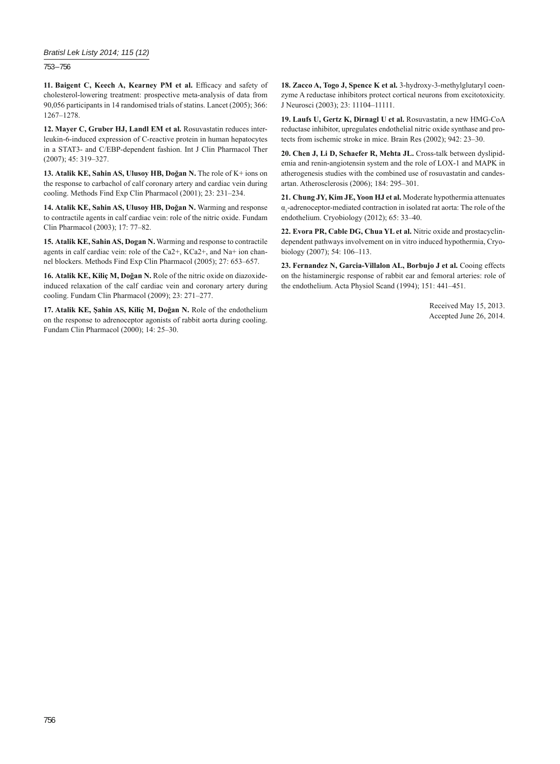**11. Baigent C, Keech A, Kearney PM et al.** Efficacy and safety of cholesterol-lowering treatment: prospective meta-analysis of data from 90,056 participants in 14 randomised trials of statins. Lancet (2005); 366: 1267–1278.

**12. Mayer C, Gruber HJ, Landl EM et al.** Rosuvastatin reduces interleukin-6-induced expression of C-reactive protein in human hepatocytes in a STAT3- and C/EBP-dependent fashion. Int J Clin Pharmacol Ther (2007); 45: 319–327.

**13. Atalik KE, Sahin AS, Ulusoy HB, Doğan N.** The role of K+ ions on the response to carbachol of calf coronary artery and cardiac vein during cooling. Methods Find Exp Clin Pharmacol (2001); 23: 231–234.

**14. Atalik KE, Sahin AS, Ulusoy HB, Doğan N.** Warming and response to contractile agents in calf cardiac vein: role of the nitric oxide. Fundam Clin Pharmacol (2003); 17: 77–82.

**15. Atalik KE, Sahin AS, Dogan N.** Warming and response to contractile agents in calf cardiac vein: role of the Ca2+, KCa2+, and Na+ ion channel blockers. Methods Find Exp Clin Pharmacol (2005); 27: 653–657.

**16. Atalik KE, Kiliç M, Doğan N.** Role of the nitric oxide on diazoxide-induced relaxation of the calf cardiac vein and coronary artery during cooling. Fundam Clin Pharmacol (2009); 23: 271–277.

**17. Atalik KE, Şahin AS, Kiliç M, Doğan N.** Role of the endothelium on the response to adrenoceptor agonists of rabbit aorta during cooling. Fundam Clin Pharmacol (2000); 14: 25–30.

**18. Zacco A, Togo J, Spence K et al.** 3-hydroxy-3-methylglutaryl coenzyme A reductase inhibitors protect cortical neurons from excitotoxicity. J Neurosci (2003); 23: 11104–11111.

**19. Laufs U, Gertz K, Dirnagl U et al.** Rosuvastatin, a new HMG-CoA reductase inhibitor, upregulates endothelial nitric oxide synthase and protects from ischemic stroke in mice. Brain Res (2002); 942: 23–30.

**20. Chen J, Li D, Schaefer R, Mehta JL.** Cross-talk between dyslipidemia and renin-angiotensin system and the role of LOX-1 and MAPK in atherogenesis studies with the combined use of rosuvastatin and candesartan. Atherosclerosis (2006); 184: 295–301.

**21. Chung JY, Kim JE, Yoon HJ et al.** Moderate hypothermia attenuates $\alpha_1$-adrenoceptor-mediated contraction in isolated rat aorta: The role of the endothelium. Cryobiology (2012); 65: 33–40.

**22. Evora PR, Cable DG, Chua YL et al.** Nitric oxide and prostacyclin-dependent pathways involvement on in vitro induced hypothermia, Cryobiology (2007); 54: 106–113.

**23. Fernandez N, Garcia-Villalon AL, Borbujo J et al.** Cooing effects on the histaminergic response of rabbit ear and femoral arteries: role of the endothelium. Acta Physiol Scand (1994); 151: 441–451.

Received May 15, 2013.
Accepted June 26, 2014.